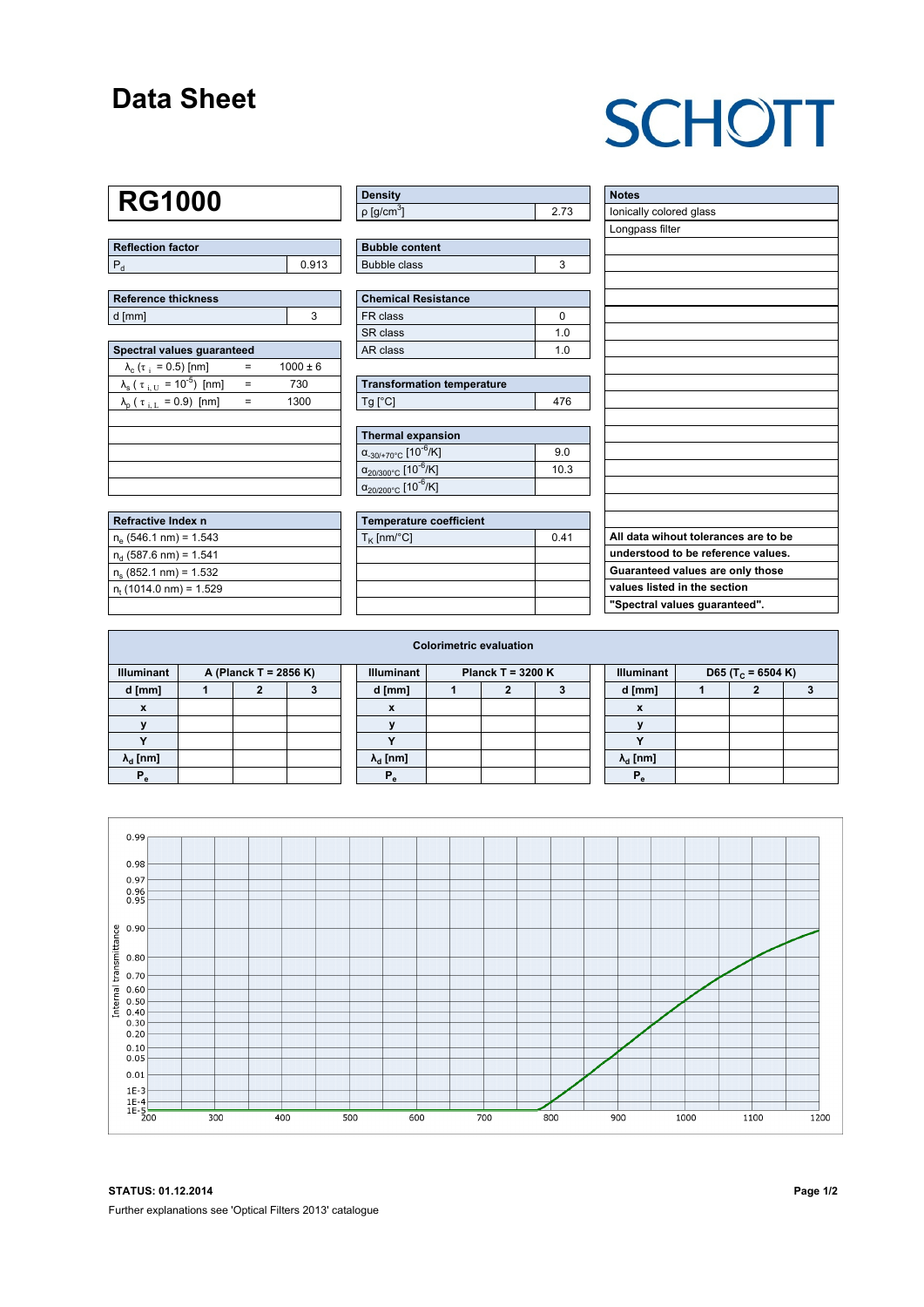# Data Sheet

SCHOTT

## RG1000

| Reflection factor | |
|---|---|
| $P_d$ | 0.913 |

| Reference thickness | |
|---|---|
| d [mm] | 3 |

| Spectral values guaranteed | | |
|---|---|---|
| $\lambda_c$ ($\tau_i$ = 0.5) [nm] | = | 1000 ± 6 |
| $\lambda_s$ ($\tau_{i,U}$ = $10^{-5}$) [nm] | = | 730 |
| $\lambda_p$ ($\tau_{i,L}$ = 0.9) [nm] | = | 1300 |

| Refractive Index n |
|---|
| $n_e$ (546.1 nm) = 1.543 |
| $n_d$ (587.6 nm) = 1.541 |
| $n_s$ (852.1 nm) = 1.532 |
| $n_t$ (1014.0 nm) = 1.529 |

| Density | |
|---|---|
| ρ [g/cm³] | 2.73 |

| Bubble content | |
|---|---|
| Bubble class | 3 |

| Chemical Resistance | |
|---|---|
| FR class | 0 |
| SR class | 1.0 |
| AR class | 1.0 |

| Transformation temperature | |
|---|---|
| Tg [°C] | 476 |

| Thermal expansion | |
|---|---|
| $\alpha_{-30/+70°C}$ [$10^{-6}$/K] | 9.0 |
| $\alpha_{20/300°C}$ [$10^{-6}$/K] | 10.3 |
| $\alpha_{20/200°C}$ [$10^{-6}$/K] | |

| Temperature coefficient | |
|---|---|
| $T_K$ [nm/°C] | 0.41 |

| Notes |
|---|
| Ionically colored glass |
| Longpass filter |

**All data wihout tolerances are to be understood to be reference values. Guaranteed values are only those values listed in the section "Spectral values guaranteed".**

### Colorimetric evaluation

| Illuminant | A (Planck T = 2856 K) | | | Illuminant | Planck T = 3200 K | | | Illuminant | D65 ($T_c$ = 6504 K) | | |
|---|---|---|---|---|---|---|---|---|---|---|---|
| d [mm] | 1 | 2 | 3 | d [mm] | 1 | 2 | 3 | d [mm] | 1 | 2 | 3 |
| x | | | | x | | | | x | | | |
| y | | | | y | | | | y | | | |
| Y | | | | Y | | | | Y | | | |
| $\lambda_d$ [nm] | | | | $\lambda_d$ [nm] | | | | $\lambda_d$ [nm] | | | |
| $P_e$ | | | | $P_e$ | | | | $P_e$ | | | |

**STATUS: 01.12.2014**

Further explanations see 'Optical Filters 2013' catalogue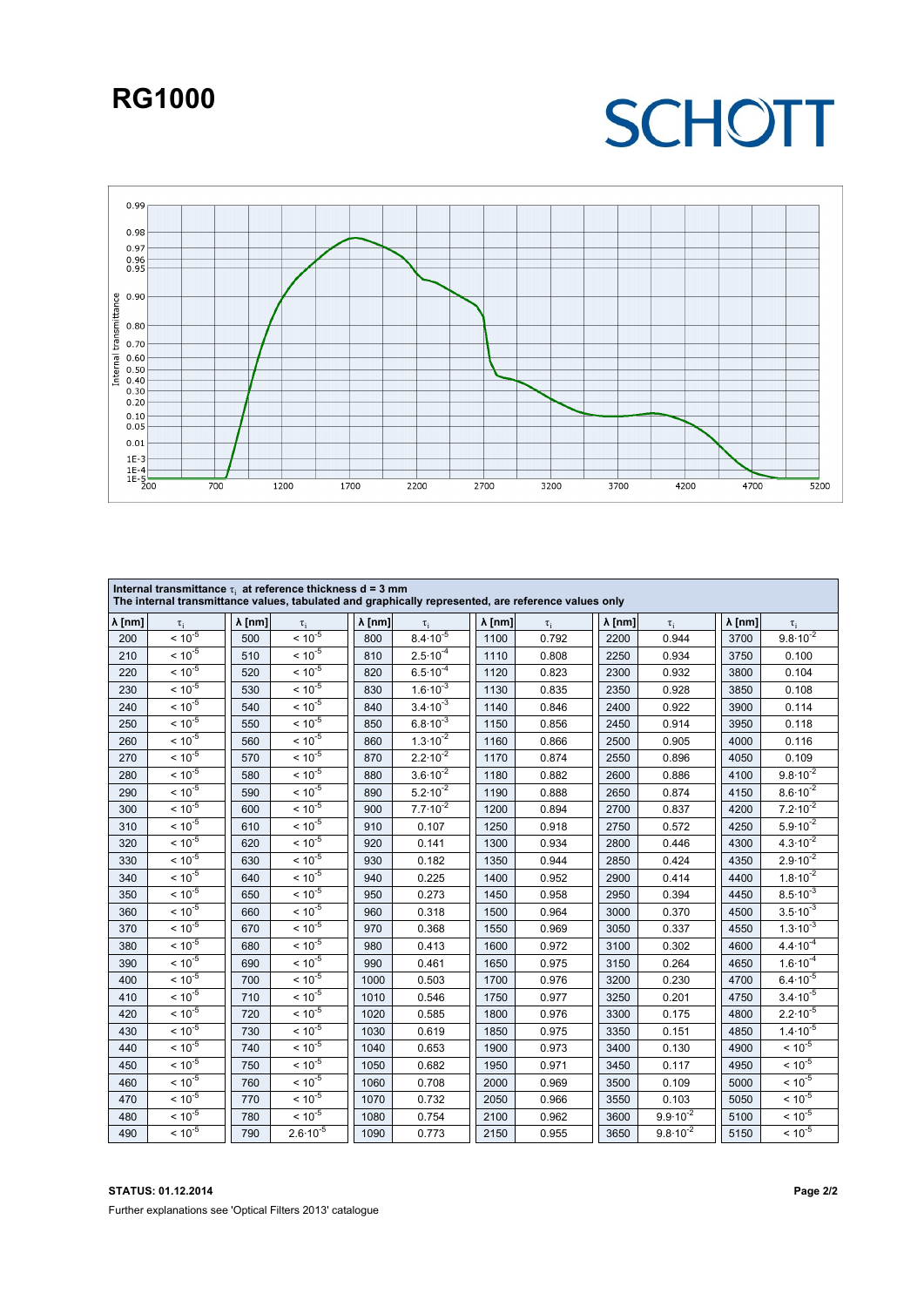# RG1000

SCHOTT

0.99
0.98
0.97
0.96
0.95
0.90
0.80
0.70
0.60
0.50
0.40
0.30
0.20
0.10
0.05
0.01
1E-3
1E-4
1E-5
Internal transmittance
200
700
1200
1700
2200
2700
3200
3700
4200
4700
5200

**Internal transmittance $\tau_i$ at reference thickness d = 3 mm**
**The internal transmittance values, tabulated and graphically represented, are reference values only**

| λ [nm] | $\tau_i$ | λ [nm] | $\tau_i$ | λ [nm] | $\tau_i$ | λ [nm] | $\tau_i$ | λ [nm] | $\tau_i$ | λ [nm] | $\tau_i$ |
|---|---|---|---|---|---|---|---|---|---|---|---|
| 200 | $< 10^{-5}$ | 500 | $< 10^{-5}$ | 800 | $8.4 \cdot 10^{-5}$ | 1100 | 0.792 | 2200 | 0.944 | 3700 | $9.8 \cdot 10^{-2}$ |
| 210 | $< 10^{-5}$ | 510 | $< 10^{-5}$ | 810 | $2.5 \cdot 10^{-4}$ | 1110 | 0.808 | 2250 | 0.934 | 3750 | 0.100 |
| 220 | $< 10^{-5}$ | 520 | $< 10^{-5}$ | 820 | $6.5 \cdot 10^{-4}$ | 1120 | 0.823 | 2300 | 0.932 | 3800 | 0.104 |
| 230 | $< 10^{-5}$ | 530 | $< 10^{-5}$ | 830 | $1.6 \cdot 10^{-3}$ | 1130 | 0.835 | 2350 | 0.928 | 3850 | 0.108 |
| 240 | $< 10^{-5}$ | 540 | $< 10^{-5}$ | 840 | $3.4 \cdot 10^{-3}$ | 1140 | 0.846 | 2400 | 0.922 | 3900 | 0.114 |
| 250 | $< 10^{-5}$ | 550 | $< 10^{-5}$ | 850 | $6.8 \cdot 10^{-3}$ | 1150 | 0.856 | 2450 | 0.914 | 3950 | 0.118 |
| 260 | $< 10^{-5}$ | 560 | $< 10^{-5}$ | 860 | $1.3 \cdot 10^{-2}$ | 1160 | 0.866 | 2500 | 0.905 | 4000 | 0.116 |
| 270 | $< 10^{-5}$ | 570 | $< 10^{-5}$ | 870 | $2.2 \cdot 10^{-2}$ | 1170 | 0.874 | 2550 | 0.896 | 4050 | 0.109 |
| 280 | $< 10^{-5}$ | 580 | $< 10^{-5}$ | 880 | $3.6 \cdot 10^{-2}$ | 1180 | 0.882 | 2600 | 0.886 | 4100 | $9.8 \cdot 10^{-2}$ |
| 290 | $< 10^{-5}$ | 590 | $< 10^{-5}$ | 890 | $5.2 \cdot 10^{-2}$ | 1190 | 0.888 | 2650 | 0.874 | 4150 | $8.6 \cdot 10^{-2}$ |
| 300 | $< 10^{-5}$ | 600 | $< 10^{-5}$ | 900 | $7.7 \cdot 10^{-2}$ | 1200 | 0.894 | 2700 | 0.837 | 4200 | $7.2 \cdot 10^{-2}$ |
| 310 | $< 10^{-5}$ | 610 | $< 10^{-5}$ | 910 | 0.107 | 1250 | 0.918 | 2750 | 0.572 | 4250 | $5.9 \cdot 10^{-2}$ |
| 320 | $< 10^{-5}$ | 620 | $< 10^{-5}$ | 920 | 0.141 | 1300 | 0.934 | 2800 | 0.446 | 4300 | $4.3 \cdot 10^{-2}$ |
| 330 | $< 10^{-5}$ | 630 | $< 10^{-5}$ | 930 | 0.182 | 1350 | 0.944 | 2850 | 0.424 | 4350 | $2.9 \cdot 10^{-2}$ |
| 340 | $< 10^{-5}$ | 640 | $< 10^{-5}$ | 940 | 0.225 | 1400 | 0.952 | 2900 | 0.414 | 4400 | $1.8 \cdot 10^{-2}$ |
| 350 | $< 10^{-5}$ | 650 | $< 10^{-5}$ | 950 | 0.273 | 1450 | 0.958 | 2950 | 0.394 | 4450 | $8.5 \cdot 10^{-3}$ |
| 360 | $< 10^{-5}$ | 660 | $< 10^{-5}$ | 960 | 0.318 | 1500 | 0.964 | 3000 | 0.370 | 4500 | $3.5 \cdot 10^{-3}$ |
| 370 | $< 10^{-5}$ | 670 | $< 10^{-5}$ | 970 | 0.368 | 1550 | 0.969 | 3050 | 0.337 | 4550 | $1.3 \cdot 10^{-3}$ |
| 380 | $< 10^{-5}$ | 680 | $< 10^{-5}$ | 980 | 0.413 | 1600 | 0.972 | 3100 | 0.302 | 4600 | $4.4 \cdot 10^{-4}$ |
| 390 | $< 10^{-5}$ | 690 | $< 10^{-5}$ | 990 | 0.461 | 1650 | 0.975 | 3150 | 0.264 | 4650 | $1.6 \cdot 10^{-4}$ |
| 400 | $< 10^{-5}$ | 700 | $< 10^{-5}$ | 1000 | 0.503 | 1700 | 0.976 | 3200 | 0.230 | 4700 | $6.4 \cdot 10^{-5}$ |
| 410 | $< 10^{-5}$ | 710 | $< 10^{-5}$ | 1010 | 0.546 | 1750 | 0.977 | 3250 | 0.201 | 4750 | $3.4 \cdot 10^{-5}$ |
| 420 | $< 10^{-5}$ | 720 | $< 10^{-5}$ | 1020 | 0.585 | 1800 | 0.976 | 3300 | 0.175 | 4800 | $2.2 \cdot 10^{-5}$ |
| 430 | $< 10^{-5}$ | 730 | $< 10^{-5}$ | 1030 | 0.619 | 1850 | 0.975 | 3350 | 0.151 | 4850 | $1.4 \cdot 10^{-5}$ |
| 440 | $< 10^{-5}$ | 740 | $< 10^{-5}$ | 1040 | 0.653 | 1900 | 0.973 | 3400 | 0.130 | 4900 | $< 10^{-5}$ |
| 450 | $< 10^{-5}$ | 750 | $< 10^{-5}$ | 1050 | 0.682 | 1950 | 0.971 | 3450 | 0.117 | 4950 | $< 10^{-5}$ |
| 460 | $< 10^{-5}$ | 760 | $< 10^{-5}$ | 1060 | 0.708 | 2000 | 0.969 | 3500 | 0.109 | 5000 | $< 10^{-5}$ |
| 470 | $< 10^{-5}$ | 770 | $< 10^{-5}$ | 1070 | 0.732 | 2050 | 0.966 | 3550 | 0.103 | 5050 | $< 10^{-5}$ |
| 480 | $< 10^{-5}$ | 780 | $< 10^{-5}$ | 1080 | 0.754 | 2100 | 0.962 | 3600 | $9.9 \cdot 10^{-2}$ | 5100 | $< 10^{-5}$ |
| 490 | $< 10^{-5}$ | 790 | $2.6 \cdot 10^{-5}$ | 1090 | 0.773 | 2150 | 0.955 | 3650 | $9.8 \cdot 10^{-2}$ | 5150 | $< 10^{-5}$ |

**STATUS: 01.12.2014**

Further explanations see 'Optical Filters 2013' catalogue